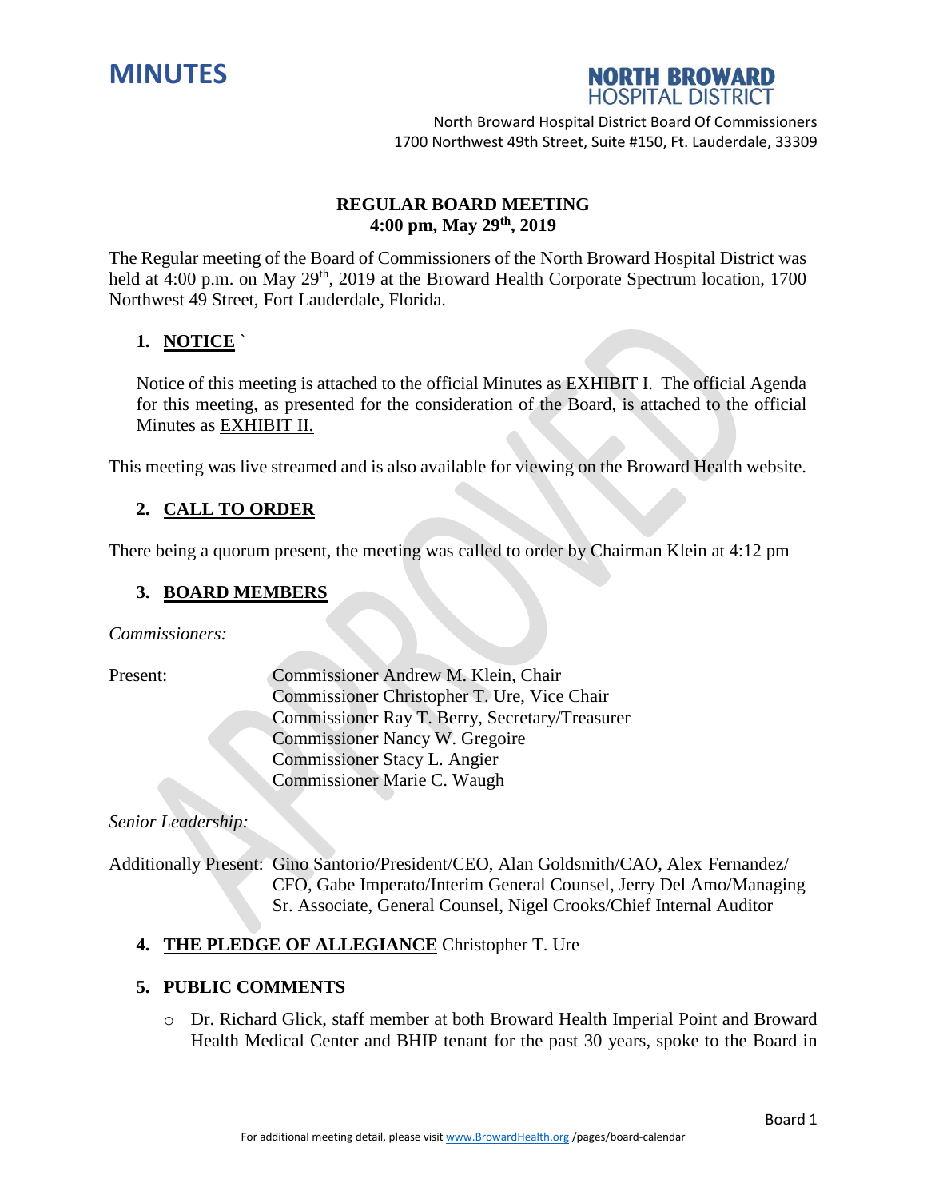# MINUTES

**NORTH BROWARD HOSPITAL DISTRICT**

North Broward Hospital District Board Of Commissioners
1700 Northwest 49th Street, Suite #150, Ft. Lauderdale, 33309

**REGULAR BOARD MEETING**
**4:00 pm, May 29th, 2019**

The Regular meeting of the Board of Commissioners of the North Broward Hospital District was held at 4:00 p.m. on May 29th, 2019 at the Broward Health Corporate Spectrum location, 1700 Northwest 49 Street, Fort Lauderdale, Florida.

## 1. NOTICE `

Notice of this meeting is attached to the official Minutes as EXHIBIT I. The official Agenda for this meeting, as presented for the consideration of the Board, is attached to the official Minutes as EXHIBIT II.

This meeting was live streamed and is also available for viewing on the Broward Health website.

## 2. CALL TO ORDER

There being a quorum present, the meeting was called to order by Chairman Klein at 4:12 pm

## 3. BOARD MEMBERS

*Commissioners:*

Present:
Commissioner Andrew M. Klein, Chair
Commissioner Christopher T. Ure, Vice Chair
Commissioner Ray T. Berry, Secretary/Treasurer
Commissioner Nancy W. Gregoire
Commissioner Stacy L. Angier
Commissioner Marie C. Waugh

*Senior Leadership:*

Additionally Present: Gino Santorio/President/CEO, Alan Goldsmith/CAO, Alex Fernandez/CFO, Gabe Imperato/Interim General Counsel, Jerry Del Amo/Managing Sr. Associate, General Counsel, Nigel Crooks/Chief Internal Auditor

## 4. THE PLEDGE OF ALLEGIANCE Christopher T. Ure

## 5. PUBLIC COMMENTS

- Dr. Richard Glick, staff member at both Broward Health Imperial Point and Broward Health Medical Center and BHIP tenant for the past 30 years, spoke to the Board in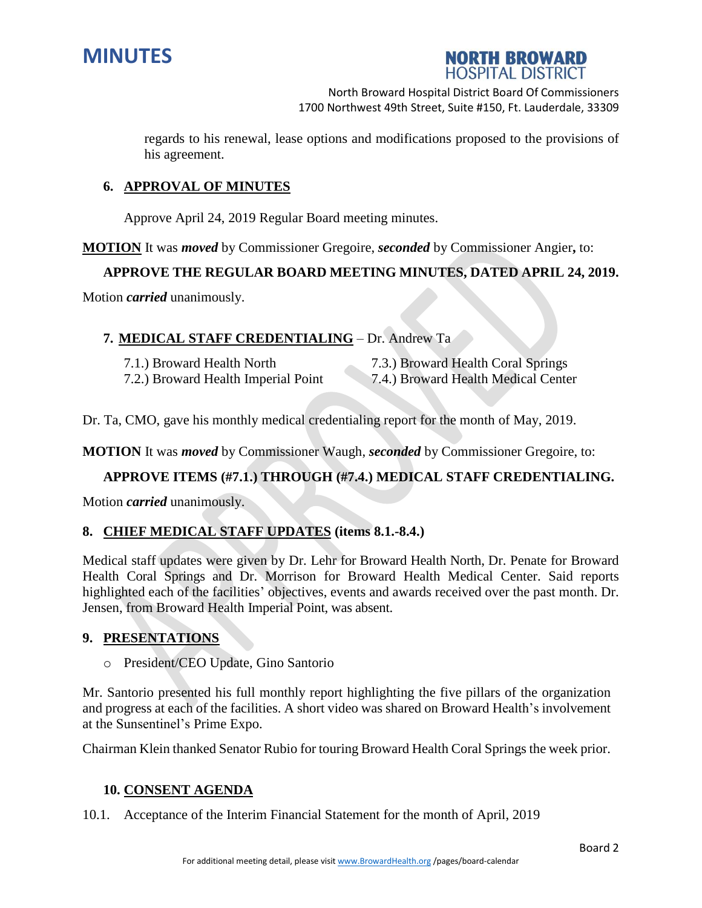regards to his renewal, lease options and modifications proposed to the provisions of his agreement.

## 6. APPROVAL OF MINUTES

Approve April 24, 2019 Regular Board meeting minutes.

**MOTION** It was ***moved*** by Commissioner Gregoire, ***seconded*** by Commissioner Angier**,** to:

**APPROVE THE REGULAR BOARD MEETING MINUTES, DATED APRIL 24, 2019.**

Motion ***carried*** unanimously.

## 7. MEDICAL STAFF CREDENTIALING – Dr. Andrew Ta

7.1.) Broward Health North
7.2.) Broward Health Imperial Point
7.3.) Broward Health Coral Springs
7.4.) Broward Health Medical Center

Dr. Ta, CMO, gave his monthly medical credentialing report for the month of May, 2019.

**MOTION** It was ***moved*** by Commissioner Waugh, ***seconded*** by Commissioner Gregoire, to:

**APPROVE ITEMS (#7.1.) THROUGH (#7.4.) MEDICAL STAFF CREDENTIALING.**

Motion ***carried*** unanimously.

## 8. CHIEF MEDICAL STAFF UPDATES (items 8.1.-8.4.)

Medical staff updates were given by Dr. Lehr for Broward Health North, Dr. Penate for Broward Health Coral Springs and Dr. Morrison for Broward Health Medical Center. Said reports highlighted each of the facilities' objectives, events and awards received over the past month. Dr. Jensen, from Broward Health Imperial Point, was absent.

## 9. PRESENTATIONS

- President/CEO Update, Gino Santorio

Mr. Santorio presented his full monthly report highlighting the five pillars of the organization and progress at each of the facilities. A short video was shared on Broward Health's involvement at the Sunsentinel's Prime Expo.

Chairman Klein thanked Senator Rubio for touring Broward Health Coral Springs the week prior.

## 10. CONSENT AGENDA

10.1. Acceptance of the Interim Financial Statement for the month of April, 2019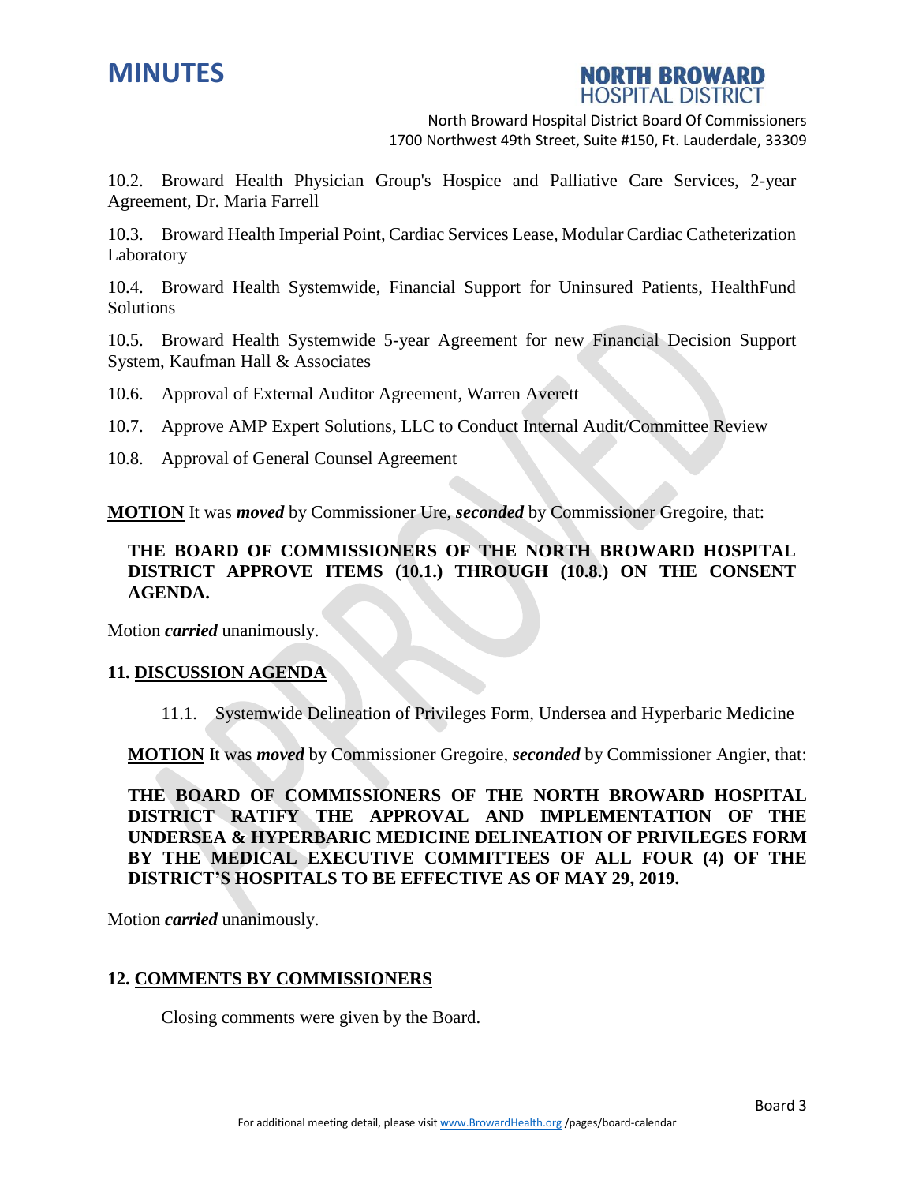10.2. Broward Health Physician Group's Hospice and Palliative Care Services, 2-year Agreement, Dr. Maria Farrell

10.3. Broward Health Imperial Point, Cardiac Services Lease, Modular Cardiac Catheterization Laboratory

10.4. Broward Health Systemwide, Financial Support for Uninsured Patients, HealthFund Solutions

10.5. Broward Health Systemwide 5-year Agreement for new Financial Decision Support System, Kaufman Hall & Associates

10.6. Approval of External Auditor Agreement, Warren Averett

10.7. Approve AMP Expert Solutions, LLC to Conduct Internal Audit/Committee Review

10.8. Approval of General Counsel Agreement

**MOTION** It was ***moved*** by Commissioner Ure, ***seconded*** by Commissioner Gregoire, that:

> **THE BOARD OF COMMISSIONERS OF THE NORTH BROWARD HOSPITAL DISTRICT APPROVE ITEMS (10.1.) THROUGH (10.8.) ON THE CONSENT AGENDA.**

Motion ***carried*** unanimously.

## 11. DISCUSSION AGENDA

11.1. Systemwide Delineation of Privileges Form, Undersea and Hyperbaric Medicine

**MOTION** It was ***moved*** by Commissioner Gregoire, ***seconded*** by Commissioner Angier, that:

> **THE BOARD OF COMMISSIONERS OF THE NORTH BROWARD HOSPITAL DISTRICT RATIFY THE APPROVAL AND IMPLEMENTATION OF THE UNDERSEA & HYPERBARIC MEDICINE DELINEATION OF PRIVILEGES FORM BY THE MEDICAL EXECUTIVE COMMITTEES OF ALL FOUR (4) OF THE DISTRICT'S HOSPITALS TO BE EFFECTIVE AS OF MAY 29, 2019.**

Motion ***carried*** unanimously.

## 12. COMMENTS BY COMMISSIONERS

Closing comments were given by the Board.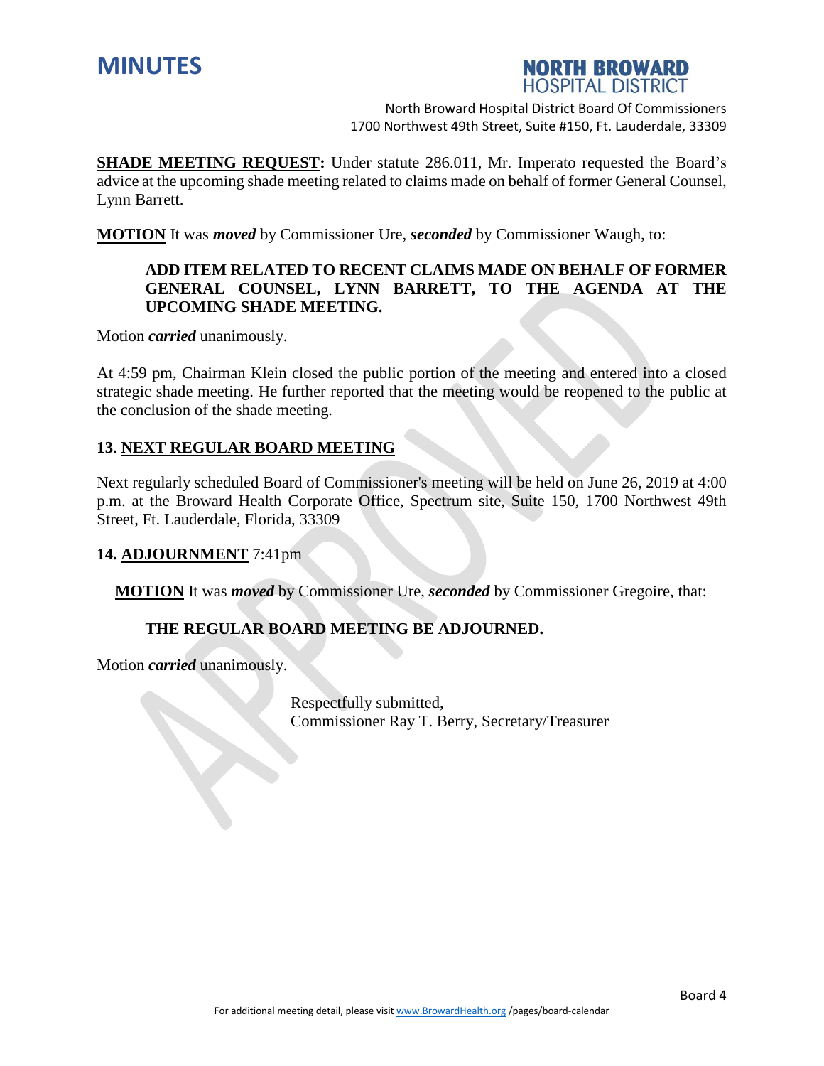**SHADE MEETING REQUEST:** Under statute 286.011, Mr. Imperato requested the Board's advice at the upcoming shade meeting related to claims made on behalf of former General Counsel, Lynn Barrett.

**MOTION** It was ***moved*** by Commissioner Ure, ***seconded*** by Commissioner Waugh, to:

> **ADD ITEM RELATED TO RECENT CLAIMS MADE ON BEHALF OF FORMER GENERAL COUNSEL, LYNN BARRETT, TO THE AGENDA AT THE UPCOMING SHADE MEETING.**

Motion ***carried*** unanimously.

At 4:59 pm, Chairman Klein closed the public portion of the meeting and entered into a closed strategic shade meeting. He further reported that the meeting would be reopened to the public at the conclusion of the shade meeting.

**13. NEXT REGULAR BOARD MEETING**

Next regularly scheduled Board of Commissioner's meeting will be held on June 26, 2019 at 4:00 p.m. at the Broward Health Corporate Office, Spectrum site, Suite 150, 1700 Northwest 49th Street, Ft. Lauderdale, Florida, 33309

**14. ADJOURNMENT** 7:41pm

**MOTION** It was ***moved*** by Commissioner Ure, ***seconded*** by Commissioner Gregoire, that:

> **THE REGULAR BOARD MEETING BE ADJOURNED.**

Motion ***carried*** unanimously.

Respectfully submitted,
Commissioner Ray T. Berry, Secretary/Treasurer